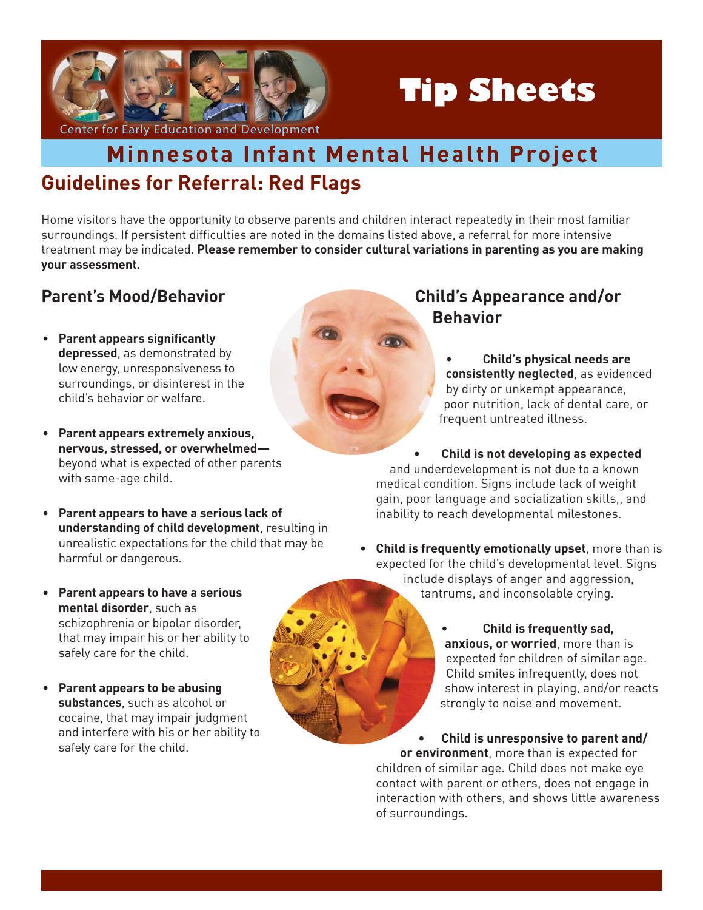# Tip Sheets

Center for Early Education and Development

## Minnesota Infant Mental Health Project

## Guidelines for Referral: Red Flags

Home visitors have the opportunity to observe parents and children interact repeatedly in their most familiar surroundings. If persistent difficulties are noted in the domains listed above, a referral for more intensive treatment may be indicated. **Please remember to consider cultural variations in parenting as you are making your assessment.**

### Parent's Mood/Behavior

- **Parent appears significantly depressed**, as demonstrated by low energy, unresponsiveness to surroundings, or disinterest in the child's behavior or welfare.
- **Parent appears extremely anxious, nervous, stressed, or overwhelmed—** beyond what is expected of other parents with same-age child.
- **Parent appears to have a serious lack of understanding of child development**, resulting in unrealistic expectations for the child that may be harmful or dangerous.
- **Parent appears to have a serious mental disorder**, such as schizophrenia or bipolar disorder, that may impair his or her ability to safely care for the child.
- **Parent appears to be abusing substances**, such as alcohol or cocaine, that may impair judgment and interfere with his or her ability to safely care for the child.

### Child's Appearance and/or Behavior

- **Child's physical needs are consistently neglected**, as evidenced by dirty or unkempt appearance, poor nutrition, lack of dental care, or frequent untreated illness.
- **Child is not developing as expected** and underdevelopment is not due to a known medical condition. Signs include lack of weight gain, poor language and socialization skills,, and inability to reach developmental milestones.
- **Child is frequently emotionally upset**, more than is expected for the child's developmental level. Signs include displays of anger and aggression, tantrums, and inconsolable crying.
- **Child is frequently sad, anxious, or worried**, more than is expected for children of similar age. Child smiles infrequently, does not show interest in playing, and/or reacts strongly to noise and movement.
- **Child is unresponsive to parent and/ or environment**, more than is expected for children of similar age. Child does not make eye contact with parent or others, does not engage in interaction with others, and shows little awareness of surroundings.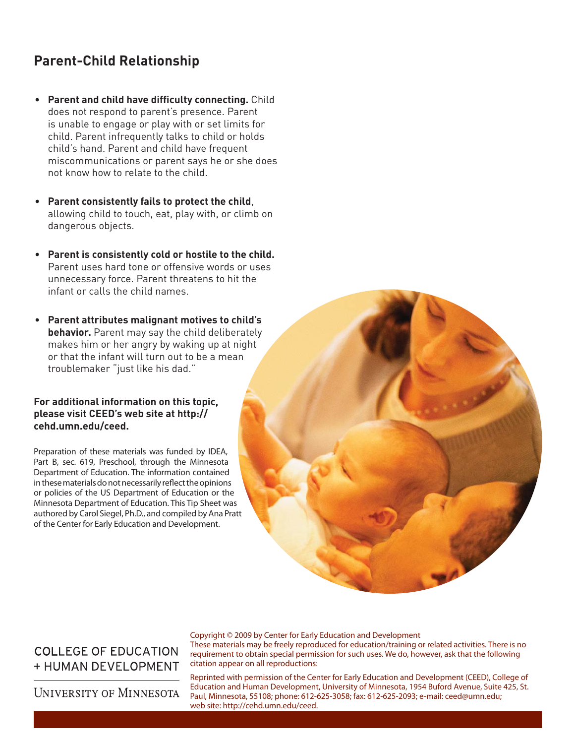## Parent-Child Relationship

- **Parent and child have difficulty connecting.** Child does not respond to parent's presence. Parent is unable to engage or play with or set limits for child. Parent infrequently talks to child or holds child's hand. Parent and child have frequent miscommunications or parent says he or she does not know how to relate to the child.
- **Parent consistently fails to protect the child**, allowing child to touch, eat, play with, or climb on dangerous objects.
- **Parent is consistently cold or hostile to the child.** Parent uses hard tone or offensive words or uses unnecessary force. Parent threatens to hit the infant or calls the child names.
- **Parent attributes malignant motives to child's behavior.** Parent may say the child deliberately makes him or her angry by waking up at night or that the infant will turn out to be a mean troublemaker "just like his dad."

**For additional information on this topic, please visit CEED's web site at http://cehd.umn.edu/ceed.**

Preparation of these materials was funded by IDEA, Part B, sec. 619, Preschool, through the Minnesota Department of Education. The information contained in these materials do not necessarily reflect the opinions or policies of the US Department of Education or the Minnesota Department of Education. This Tip Sheet was authored by Carol Siegel, Ph.D., and compiled by Ana Pratt of the Center for Early Education and Development.

COLLEGE OF EDUCATION + HUMAN DEVELOPMENT

UNIVERSITY OF MINNESOTA

Copyright © 2009 by Center for Early Education and Development
These materials may be freely reproduced for education/training or related activities. There is no requirement to obtain special permission for such uses. We do, however, ask that the following citation appear on all reproductions:

Reprinted with permission of the Center for Early Education and Development (CEED), College of Education and Human Development, University of Minnesota, 1954 Buford Avenue, Suite 425, St. Paul, Minnesota, 55108; phone: 612-625-3058; fax: 612-625-2093; e-mail: ceed@umn.edu; web site: http://cehd.umn.edu/ceed.